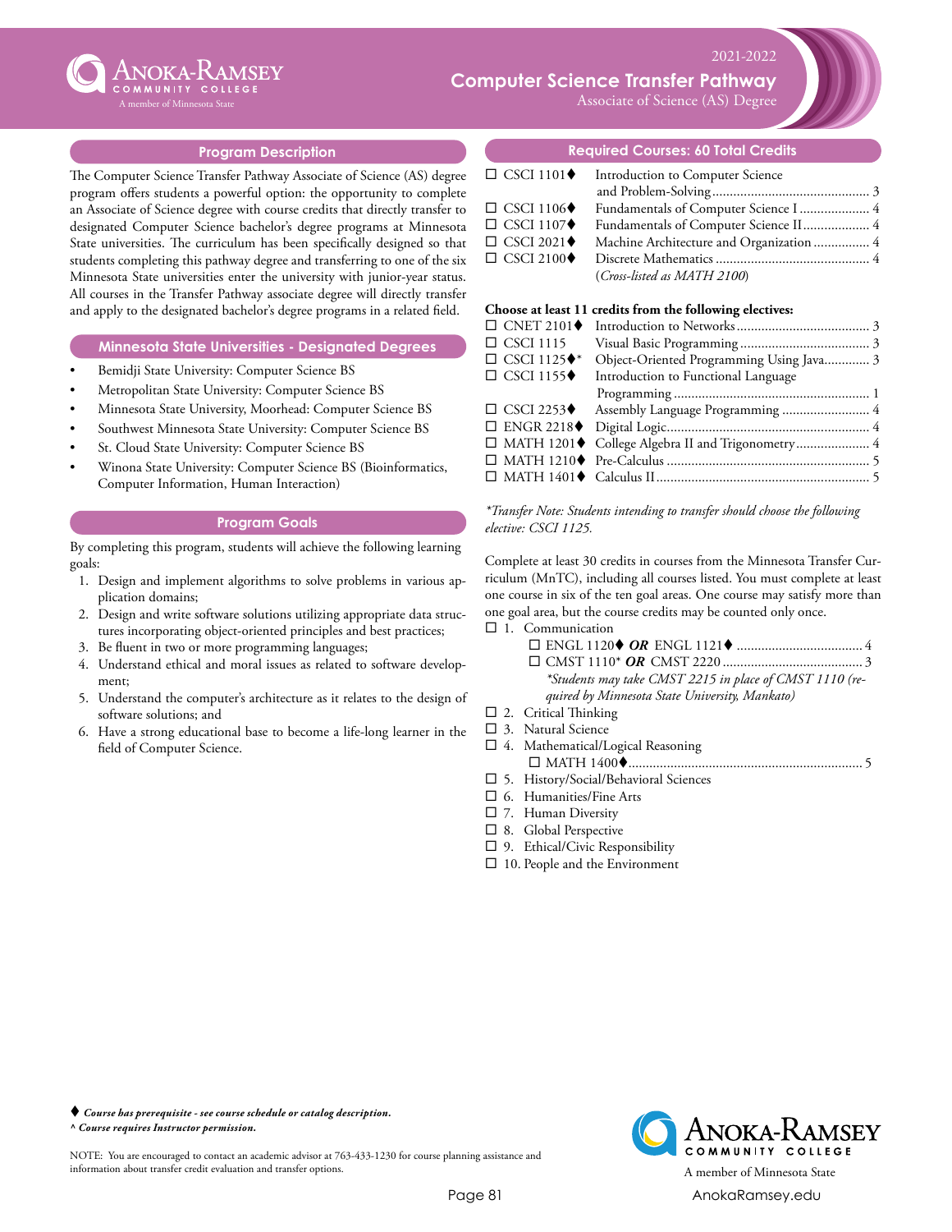# Computer Science Transfer Pathway

2021-2022

Associate of Science (AS) Degree

## Program Description

The Computer Science Transfer Pathway Associate of Science (AS) degree program offers students a powerful option: the opportunity to complete an Associate of Science degree with course credits that directly transfer to designated Computer Science bachelor's degree programs at Minnesota State universities. The curriculum has been specifically designed so that students completing this pathway degree and transferring to one of the six Minnesota State universities enter the university with junior-year status. All courses in the Transfer Pathway associate degree will directly transfer and apply to the designated bachelor's degree programs in a related field.

## Minnesota State Universities - Designated Degrees

- Bemidji State University: Computer Science BS
- Metropolitan State University: Computer Science BS
- Minnesota State University, Moorhead: Computer Science BS
- Southwest Minnesota State University: Computer Science BS
- St. Cloud State University: Computer Science BS
- Winona State University: Computer Science BS (Bioinformatics, Computer Information, Human Interaction)

## Program Goals

By completing this program, students will achieve the following learning goals:

1. Design and implement algorithms to solve problems in various application domains;
2. Design and write software solutions utilizing appropriate data structures incorporating object-oriented principles and best practices;
3. Be fluent in two or more programming languages;
4. Understand ethical and moral issues as related to software development;
5. Understand the computer's architecture as it relates to the design of software solutions; and
6. Have a strong educational base to become a life-long learner in the field of Computer Science.

## Required Courses: 60 Total Credits

- ☐ CSCI 1101♦ Introduction to Computer Science and Problem-Solving ... 3
- ☐ CSCI 1106♦ Fundamentals of Computer Science I ... 4
- ☐ CSCI 1107♦ Fundamentals of Computer Science II ... 4
- ☐ CSCI 2021♦ Machine Architecture and Organization ... 4
- ☐ CSCI 2100♦ Discrete Mathematics ... 4 (*Cross-listed as MATH 2100*)

**Choose at least 11 credits from the following electives:**

- ☐ CNET 2101♦ Introduction to Networks ... 3
- ☐ CSCI 1115 Visual Basic Programming ... 3
- ☐ CSCI 1125♦* Object-Oriented Programming Using Java ... 3
- ☐ CSCI 1155♦ Introduction to Functional Language Programming ... 1
- ☐ CSCI 2253♦ Assembly Language Programming ... 4
- ☐ ENGR 2218♦ Digital Logic ... 4
- ☐ MATH 1201♦ College Algebra II and Trigonometry ... 4
- ☐ MATH 1210♦ Pre-Calculus ... 5
- ☐ MATH 1401♦ Calculus II ... 5

*\*Transfer Note: Students intending to transfer should choose the following elective: CSCI 1125.*

Complete at least 30 credits in courses from the Minnesota Transfer Curriculum (MnTC), including all courses listed. You must complete at least one course in six of the ten goal areas. One course may satisfy more than one goal area, but the course credits may be counted only once.

- ☐ 1. Communication
  - ☐ ENGL 1120♦ ***OR*** ENGL 1121♦ ... 4
  - ☐ CMST 1110* ***OR*** CMST 2220 ... 3

    *\*Students may take CMST 2215 in place of CMST 1110 (required by Minnesota State University, Mankato)*
- ☐ 2. Critical Thinking
- ☐ 3. Natural Science
- ☐ 4. Mathematical/Logical Reasoning
  - ☐ MATH 1400♦ ... 5
- ☐ 5. History/Social/Behavioral Sciences
- ☐ 6. Humanities/Fine Arts
- ☐ 7. Human Diversity
- ☐ 8. Global Perspective
- ☐ 9. Ethical/Civic Responsibility
- ☐ 10. People and the Environment

♦ ***Course has prerequisite - see course schedule or catalog description.***
^ ***Course requires Instructor permission.***

NOTE: You are encouraged to contact an academic advisor at 763-433-1230 for course planning assistance and information about transfer credit evaluation and transfer options.

Anoka-Ramsey Community College — A member of Minnesota State

AnokaRamsey.edu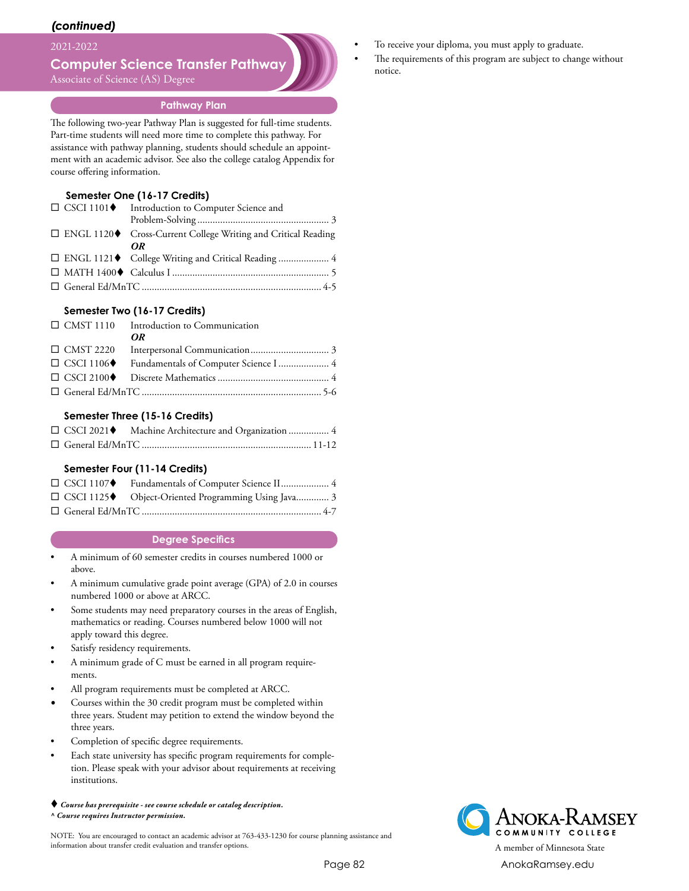*(continued)*

2021-2022

# Computer Science Transfer Pathway

Associate of Science (AS) Degree

## Pathway Plan

The following two-year Pathway Plan is suggested for full-time students. Part-time students will need more time to complete this pathway. For assistance with pathway planning, students should schedule an appointment with an academic advisor. See also the college catalog Appendix for course offering information.

### Semester One (16-17 Credits)

- ☐ CSCI 1101♦ Introduction to Computer Science and Problem-Solving ... 3
- ☐ ENGL 1120♦ Cross-Current College Writing and Critical Reading
  ***OR***
- ☐ ENGL 1121♦ College Writing and Critical Reading ... 4
- ☐ MATH 1400♦ Calculus I ... 5
- ☐ General Ed/MnTC ... 4-5

### Semester Two (16-17 Credits)

- ☐ CMST 1110 Introduction to Communication
  ***OR***
- ☐ CMST 2220 Interpersonal Communication ... 3
- ☐ CSCI 1106♦ Fundamentals of Computer Science I ... 4
- ☐ CSCI 2100♦ Discrete Mathematics ... 4
- ☐ General Ed/MnTC ... 5-6

### Semester Three (15-16 Credits)

- ☐ CSCI 2021♦ Machine Architecture and Organization ... 4
- ☐ General Ed/MnTC ... 11-12

### Semester Four (11-14 Credits)

- ☐ CSCI 1107♦ Fundamentals of Computer Science II ... 4
- ☐ CSCI 1125♦ Object-Oriented Programming Using Java ... 3
- ☐ General Ed/MnTC ... 4-7

## Degree Specifics

- A minimum of 60 semester credits in courses numbered 1000 or above.
- A minimum cumulative grade point average (GPA) of 2.0 in courses numbered 1000 or above at ARCC.
- Some students may need preparatory courses in the areas of English, mathematics or reading. Courses numbered below 1000 will not apply toward this degree.
- Satisfy residency requirements.
- A minimum grade of C must be earned in all program requirements.
- All program requirements must be completed at ARCC.
- Courses within the 30 credit program must be completed within three years. Student may petition to extend the window beyond the three years.
- Completion of specific degree requirements.
- Each state university has specific program requirements for completion. Please speak with your advisor about requirements at receiving institutions.
- To receive your diploma, you must apply to graduate.
- The requirements of this program are subject to change without notice.

♦ ***Course has prerequisite - see course schedule or catalog description.***
^ ***Course requires Instructor permission.***

NOTE: You are encouraged to contact an academic advisor at 763-433-1230 for course planning assistance and information about transfer credit evaluation and transfer options.

Anoka-Ramsey Community College
A member of Minnesota State
AnokaRamsey.edu